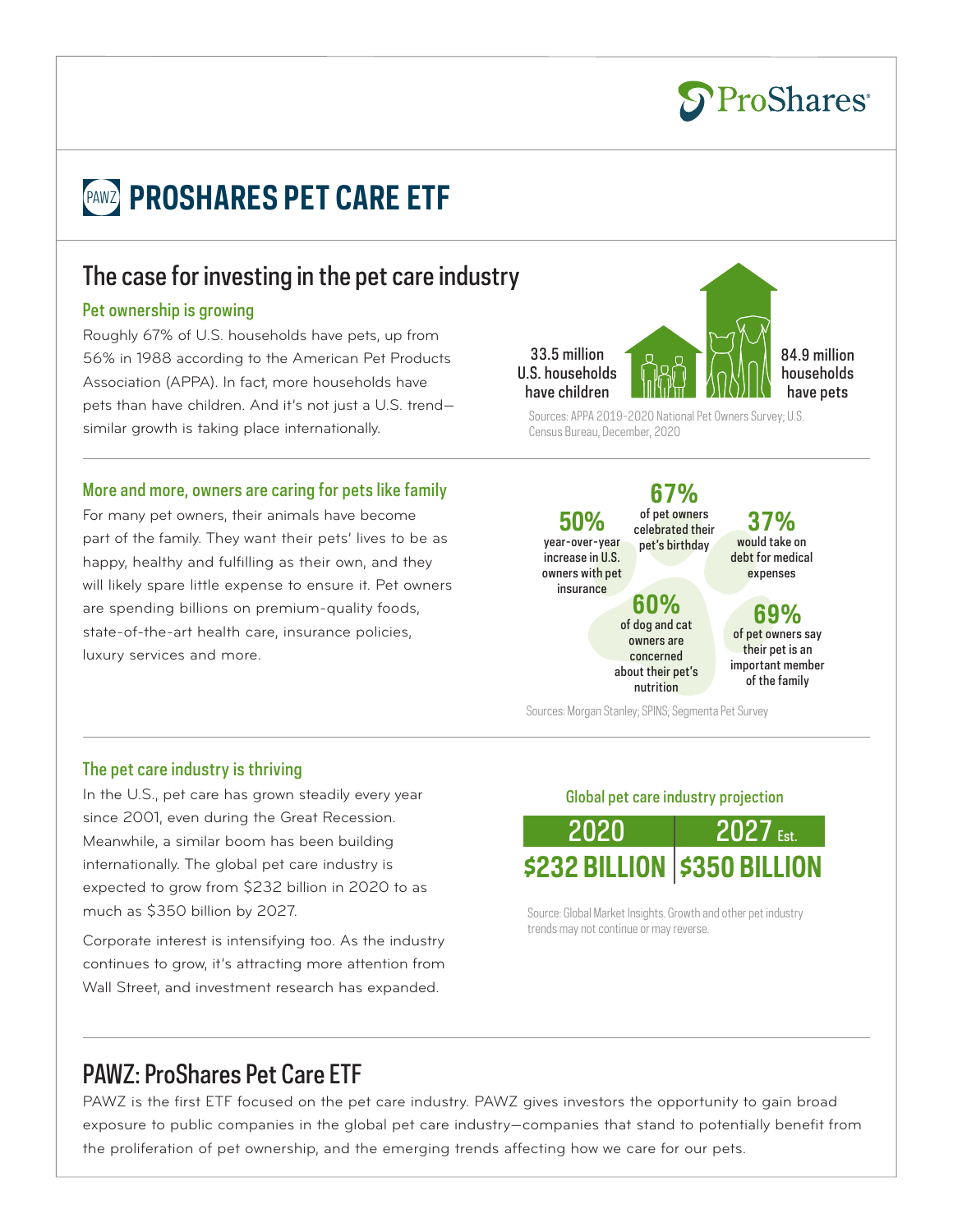ProShares

# PAWZ PROSHARES PET CARE ETF

## The case for investing in the pet care industry

### Pet ownership is growing

Roughly 67% of U.S. households have pets, up from 56% in 1988 according to the American Pet Products Association (APPA). In fact, more households have pets than have children. And it's not just a U.S. trend—similar growth is taking place internationally.

33.5 million U.S. households have children

84.9 million households have pets

Sources: APPA 2019-2020 National Pet Owners Survey; U.S. Census Bureau, December, 2020

### More and more, owners are caring for pets like family

For many pet owners, their animals have become part of the family. They want their pets' lives to be as happy, healthy and fulfilling as their own, and they will likely spare little expense to ensure it. Pet owners are spending billions on premium-quality foods, state-of-the-art health care, insurance policies, luxury services and more.

**50%** year-over-year increase in U.S. owners with pet insurance

**67%** of pet owners celebrated their pet's birthday

**37%** would take on debt for medical expenses

**60%** of dog and cat owners are concerned about their pet's nutrition

**69%** of pet owners say their pet is an important member of the family

Sources: Morgan Stanley; SPINS; Segmenta Pet Survey

### The pet care industry is thriving

In the U.S., pet care has grown steadily every year since 2001, even during the Great Recession. Meanwhile, a similar boom has been building internationally. The global pet care industry is expected to grow from $232 billion in 2020 to as much as $350 billion by 2027.

Corporate interest is intensifying too. As the industry continues to grow, it's attracting more attention from Wall Street, and investment research has expanded.

Global pet care industry projection

| 2020 | 2027 Est. |
|---|---|
| $232 BILLION | $350 BILLION |

Source: Global Market Insights. Growth and other pet industry trends may not continue or may reverse.

## PAWZ: ProShares Pet Care ETF

PAWZ is the first ETF focused on the pet care industry. PAWZ gives investors the opportunity to gain broad exposure to public companies in the global pet care industry—companies that stand to potentially benefit from the proliferation of pet ownership, and the emerging trends affecting how we care for our pets.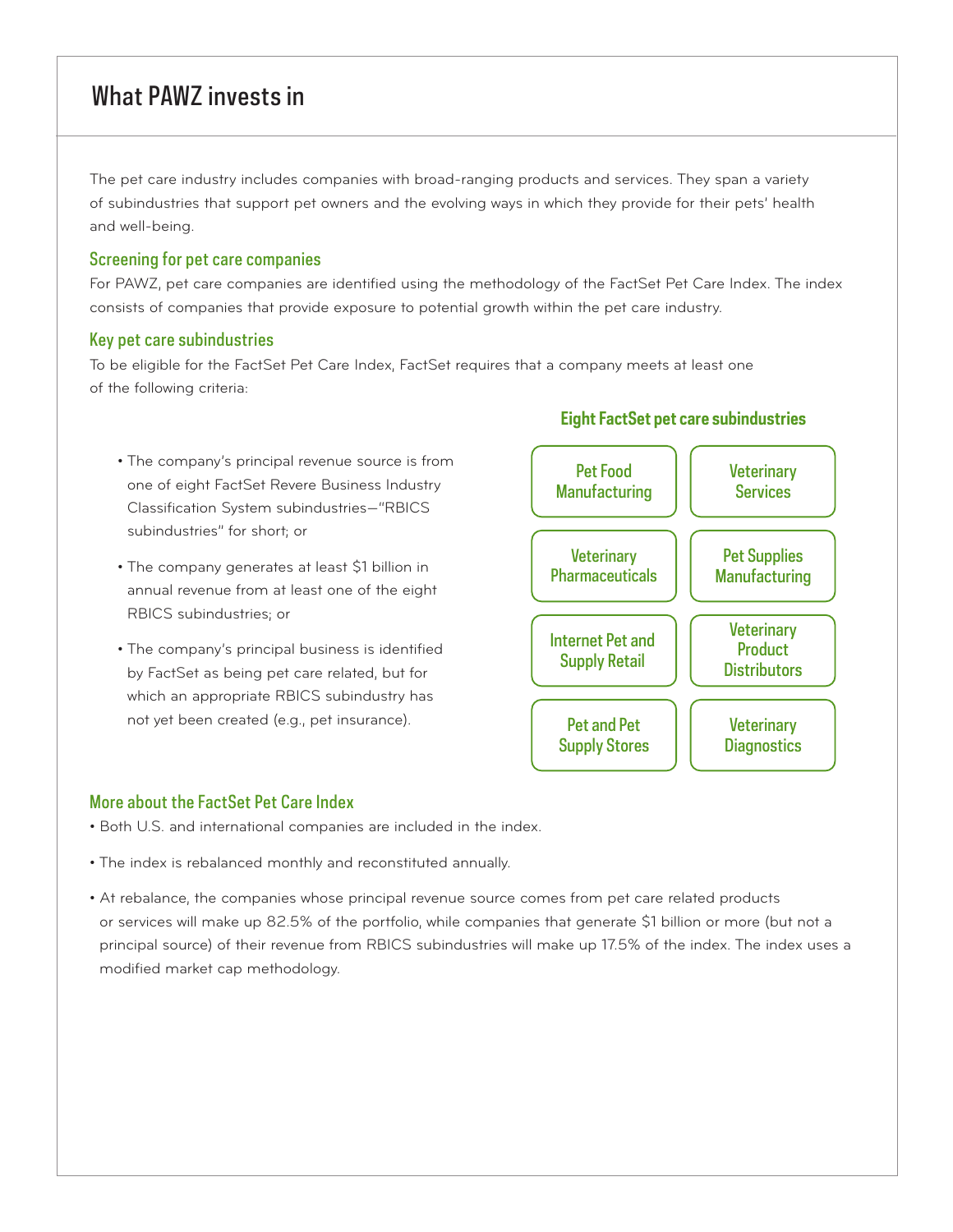# What PAWZ invests in

The pet care industry includes companies with broad-ranging products and services. They span a variety of subindustries that support pet owners and the evolving ways in which they provide for their pets' health and well-being.

## Screening for pet care companies

For PAWZ, pet care companies are identified using the methodology of the FactSet Pet Care Index. The index consists of companies that provide exposure to potential growth within the pet care industry.

## Key pet care subindustries

To be eligible for the FactSet Pet Care Index, FactSet requires that a company meets at least one of the following criteria:

- The company's principal revenue source is from one of eight FactSet Revere Business Industry Classification System subindustries—"RBICS subindustries" for short; or
- The company generates at least $1 billion in annual revenue from at least one of the eight RBICS subindustries; or
- The company's principal business is identified by FactSet as being pet care related, but for which an appropriate RBICS subindustry has not yet been created (e.g., pet insurance).

### Eight FactSet pet care subindustries

- Pet Food Manufacturing
- Veterinary Services
- Veterinary Pharmaceuticals
- Pet Supplies Manufacturing
- Internet Pet and Supply Retail
- Veterinary Product Distributors
- Pet and Pet Supply Stores
- Veterinary Diagnostics

## More about the FactSet Pet Care Index

- Both U.S. and international companies are included in the index.
- The index is rebalanced monthly and reconstituted annually.
- At rebalance, the companies whose principal revenue source comes from pet care related products or services will make up 82.5% of the portfolio, while companies that generate $1 billion or more (but not a principal source) of their revenue from RBICS subindustries will make up 17.5% of the index. The index uses a modified market cap methodology.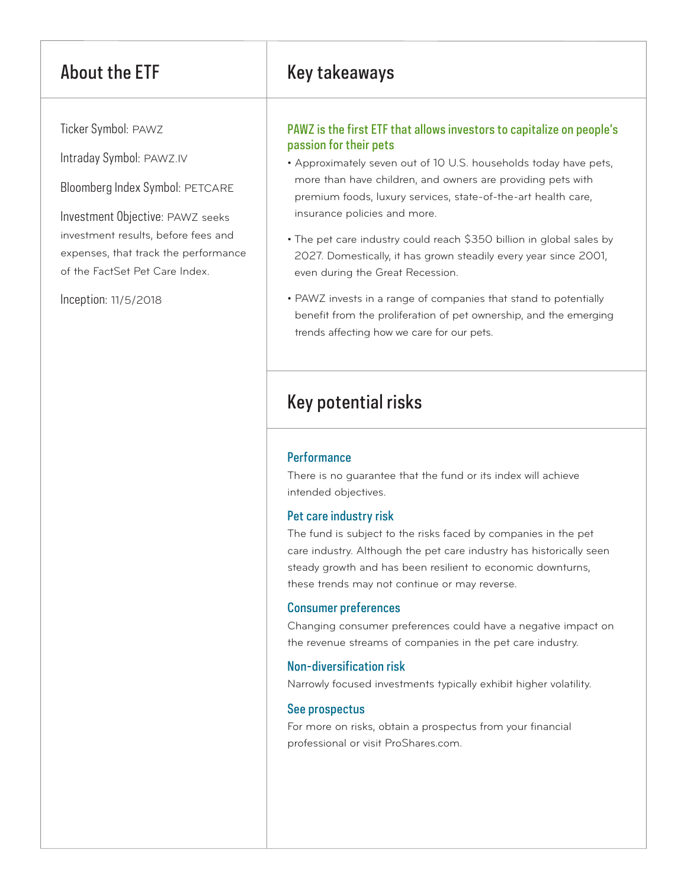## About the ETF

Ticker Symbol: PAWZ

Intraday Symbol: PAWZ.IV

Bloomberg Index Symbol: PETCARE

Investment Objective: PAWZ seeks investment results, before fees and expenses, that track the performance of the FactSet Pet Care Index.

Inception: 11/5/2018

## Key takeaways

### PAWZ is the first ETF that allows investors to capitalize on people's passion for their pets

- Approximately seven out of 10 U.S. households today have pets, more than have children, and owners are providing pets with premium foods, luxury services, state-of-the-art health care, insurance policies and more.
- The pet care industry could reach $350 billion in global sales by 2027. Domestically, it has grown steadily every year since 2001, even during the Great Recession.
- PAWZ invests in a range of companies that stand to potentially benefit from the proliferation of pet ownership, and the emerging trends affecting how we care for our pets.

## Key potential risks

### Performance

There is no guarantee that the fund or its index will achieve intended objectives.

### Pet care industry risk

The fund is subject to the risks faced by companies in the pet care industry. Although the pet care industry has historically seen steady growth and has been resilient to economic downturns, these trends may not continue or may reverse.

### Consumer preferences

Changing consumer preferences could have a negative impact on the revenue streams of companies in the pet care industry.

### Non-diversification risk

Narrowly focused investments typically exhibit higher volatility.

### See prospectus

For more on risks, obtain a prospectus from your financial professional or visit ProShares.com.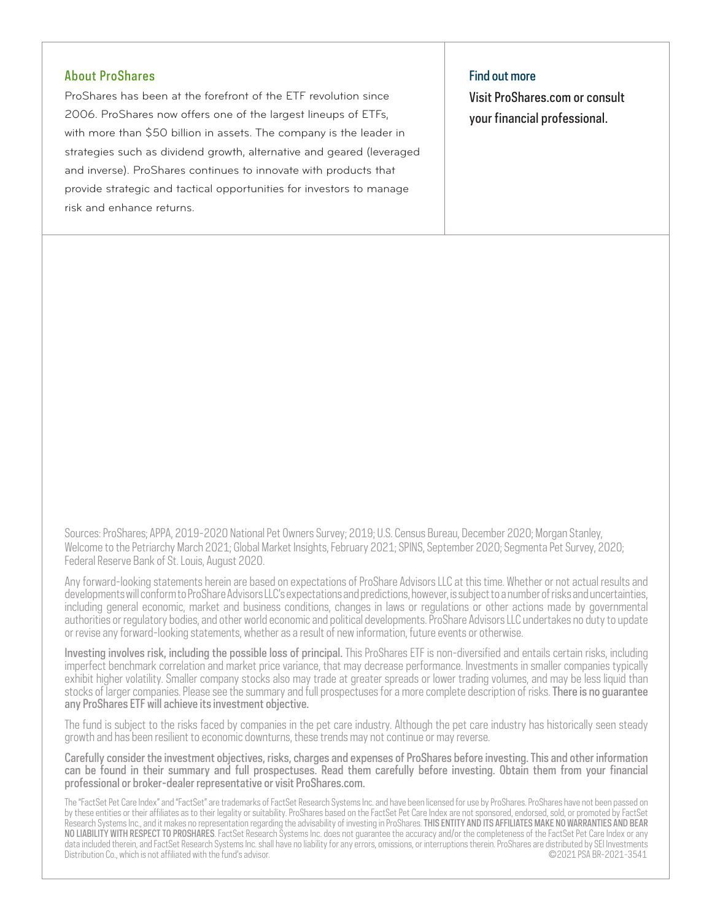## About ProShares

ProShares has been at the forefront of the ETF revolution since 2006. ProShares now offers one of the largest lineups of ETFs, with more than $50 billion in assets. The company is the leader in strategies such as dividend growth, alternative and geared (leveraged and inverse). ProShares continues to innovate with products that provide strategic and tactical opportunities for investors to manage risk and enhance returns.

## Find out more

**Visit ProShares.com or consult your financial professional.**

Sources: ProShares; APPA, 2019-2020 National Pet Owners Survey; 2019; U.S. Census Bureau, December 2020; Morgan Stanley, Welcome to the Petriarchy March 2021; Global Market Insights, February 2021; SPINS, September 2020; Segmenta Pet Survey, 2020; Federal Reserve Bank of St. Louis, August 2020.

Any forward-looking statements herein are based on expectations of ProShare Advisors LLC at this time. Whether or not actual results and developments will conform to ProShare Advisors LLC's expectations and predictions, however, is subject to a number of risks and uncertainties, including general economic, market and business conditions, changes in laws or regulations or other actions made by governmental authorities or regulatory bodies, and other world economic and political developments. ProShare Advisors LLC undertakes no duty to update or revise any forward-looking statements, whether as a result of new information, future events or otherwise.

**Investing involves risk, including the possible loss of principal.** This ProShares ETF is non-diversified and entails certain risks, including imperfect benchmark correlation and market price variance, that may decrease performance. Investments in smaller companies typically exhibit higher volatility. Smaller company stocks also may trade at greater spreads or lower trading volumes, and may be less liquid than stocks of larger companies. Please see the summary and full prospectuses for a more complete description of risks. **There is no guarantee any ProShares ETF will achieve its investment objective.**

The fund is subject to the risks faced by companies in the pet care industry. Although the pet care industry has historically seen steady growth and has been resilient to economic downturns, these trends may not continue or may reverse.

**Carefully consider the investment objectives, risks, charges and expenses of ProShares before investing. This and other information can be found in their summary and full prospectuses. Read them carefully before investing. Obtain them from your financial professional or broker-dealer representative or visit ProShares.com.**

The "FactSet Pet Care Index" and "FactSet" are trademarks of FactSet Research Systems Inc. and have been licensed for use by ProShares. ProShares have not been passed on by these entities or their affiliates as to their legality or suitability. ProShares based on the FactSet Pet Care Index are not sponsored, endorsed, sold, or promoted by FactSet Research Systems Inc., and it makes no representation regarding the advisability of investing in ProShares. **THIS ENTITY AND ITS AFFILIATES MAKE NO WARRANTIES AND BEAR NO LIABILITY WITH RESPECT TO PROSHARES**. FactSet Research Systems Inc. does not guarantee the accuracy and/or the completeness of the FactSet Pet Care Index or any data included therein, and FactSet Research Systems Inc. shall have no liability for any errors, omissions, or interruptions therein. ProShares are distributed by SEI Investments Distribution Co., which is not affiliated with the fund's advisor. ©2021 PSA BR-2021-3541